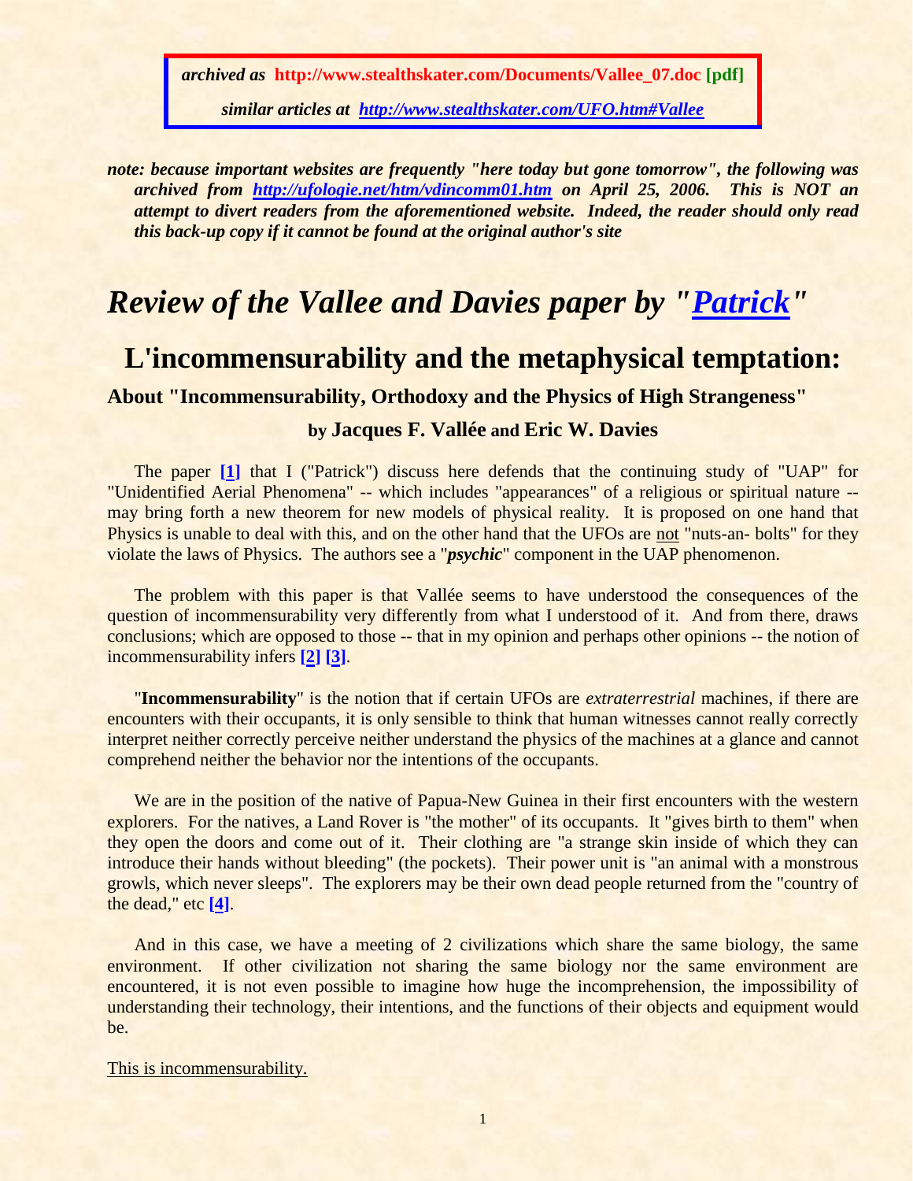*archived as* **http://www.stealthskater.com/Documents/Vallee_07.doc [pdf]**

*similar articles at http://www.stealthskater.com/UFO.htm#Vallee*

***note: because important websites are frequently "here today but gone tomorrow", the following was archived from http://ufologie.net/htm/vdincomm01.htm on April 25, 2006. This is NOT an attempt to divert readers from the aforementioned website. Indeed, the reader should only read this back-up copy if it cannot be found at the original author's site***

# *Review of the Vallee and Davies paper by "Patrick"*

## L'incommensurability and the metaphysical temptation:

### About "Incommensurability, Orthodoxy and the Physics of High Strangeness"

### by Jacques F. Vallée and Eric W. Davies

The paper [1] that I ("Patrick") discuss here defends that the continuing study of "UAP" for "Unidentified Aerial Phenomena" -- which includes "appearances" of a religious or spiritual nature -- may bring forth a new theorem for new models of physical reality. It is proposed on one hand that Physics is unable to deal with this, and on the other hand that the UFOs are not "nuts-an- bolts" for they violate the laws of Physics. The authors see a "***psychic***" component in the UAP phenomenon.

The problem with this paper is that Vallée seems to have understood the consequences of the question of incommensurability very differently from what I understood of it. And from there, draws conclusions; which are opposed to those -- that in my opinion and perhaps other opinions -- the notion of incommensurability infers [2] [3].

"**Incommensurability**" is the notion that if certain UFOs are *extraterrestrial* machines, if there are encounters with their occupants, it is only sensible to think that human witnesses cannot really correctly interpret neither correctly perceive neither understand the physics of the machines at a glance and cannot comprehend neither the behavior nor the intentions of the occupants.

We are in the position of the native of Papua-New Guinea in their first encounters with the western explorers. For the natives, a Land Rover is "the mother" of its occupants. It "gives birth to them" when they open the doors and come out of it. Their clothing are "a strange skin inside of which they can introduce their hands without bleeding" (the pockets). Their power unit is "an animal with a monstrous growls, which never sleeps". The explorers may be their own dead people returned from the "country of the dead," etc [4].

And in this case, we have a meeting of 2 civilizations which share the same biology, the same environment. If other civilization not sharing the same biology nor the same environment are encountered, it is not even possible to imagine how huge the incomprehension, the impossibility of understanding their technology, their intentions, and the functions of their objects and equipment would be.

This is incommensurability.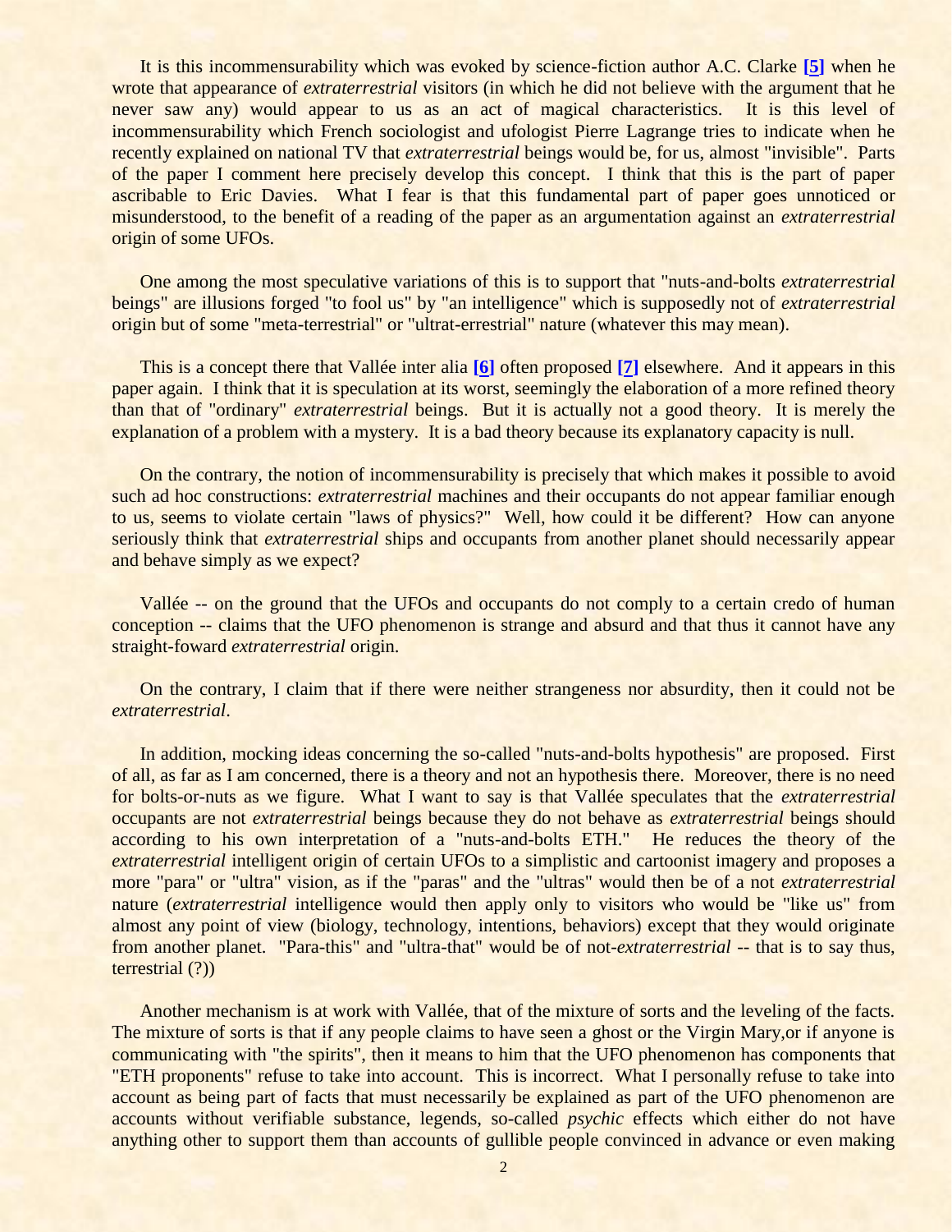It is this incommensurability which was evoked by science-fiction author A.C. Clarke **[5]** when he wrote that appearance of *extraterrestrial* visitors (in which he did not believe with the argument that he never saw any) would appear to us as an act of magical characteristics. It is this level of incommensurability which French sociologist and ufologist Pierre Lagrange tries to indicate when he recently explained on national TV that *extraterrestrial* beings would be, for us, almost "invisible". Parts of the paper I comment here precisely develop this concept. I think that this is the part of paper ascribable to Eric Davies. What I fear is that this fundamental part of paper goes unnoticed or misunderstood, to the benefit of a reading of the paper as an argumentation against an *extraterrestrial* origin of some UFOs.

One among the most speculative variations of this is to support that "nuts-and-bolts *extraterrestrial* beings" are illusions forged "to fool us" by "an intelligence" which is supposedly not of *extraterrestrial* origin but of some "meta-terrestrial" or "ultrat-errestrial" nature (whatever this may mean).

This is a concept there that Vallée inter alia **[6]** often proposed **[7]** elsewhere. And it appears in this paper again. I think that it is speculation at its worst, seemingly the elaboration of a more refined theory than that of "ordinary" *extraterrestrial* beings. But it is actually not a good theory. It is merely the explanation of a problem with a mystery. It is a bad theory because its explanatory capacity is null.

On the contrary, the notion of incommensurability is precisely that which makes it possible to avoid such ad hoc constructions: *extraterrestrial* machines and their occupants do not appear familiar enough to us, seems to violate certain "laws of physics?" Well, how could it be different? How can anyone seriously think that *extraterrestrial* ships and occupants from another planet should necessarily appear and behave simply as we expect?

Vallée -- on the ground that the UFOs and occupants do not comply to a certain credo of human conception -- claims that the UFO phenomenon is strange and absurd and that thus it cannot have any straight-foward *extraterrestrial* origin.

On the contrary, I claim that if there were neither strangeness nor absurdity, then it could not be *extraterrestrial*.

In addition, mocking ideas concerning the so-called "nuts-and-bolts hypothesis" are proposed. First of all, as far as I am concerned, there is a theory and not an hypothesis there. Moreover, there is no need for bolts-or-nuts as we figure. What I want to say is that Vallée speculates that the *extraterrestrial* occupants are not *extraterrestrial* beings because they do not behave as *extraterrestrial* beings should according to his own interpretation of a "nuts-and-bolts ETH." He reduces the theory of the *extraterrestrial* intelligent origin of certain UFOs to a simplistic and cartoonist imagery and proposes a more "para" or "ultra" vision, as if the "paras" and the "ultras" would then be of a not *extraterrestrial* nature (*extraterrestrial* intelligence would then apply only to visitors who would be "like us" from almost any point of view (biology, technology, intentions, behaviors) except that they would originate from another planet. "Para-this" and "ultra-that" would be of not-*extraterrestrial* -- that is to say thus, terrestrial (?))

Another mechanism is at work with Vallée, that of the mixture of sorts and the leveling of the facts. The mixture of sorts is that if any people claims to have seen a ghost or the Virgin Mary,or if anyone is communicating with "the spirits", then it means to him that the UFO phenomenon has components that "ETH proponents" refuse to take into account. This is incorrect. What I personally refuse to take into account as being part of facts that must necessarily be explained as part of the UFO phenomenon are accounts without verifiable substance, legends, so-called *psychic* effects which either do not have anything other to support them than accounts of gullible people convinced in advance or even making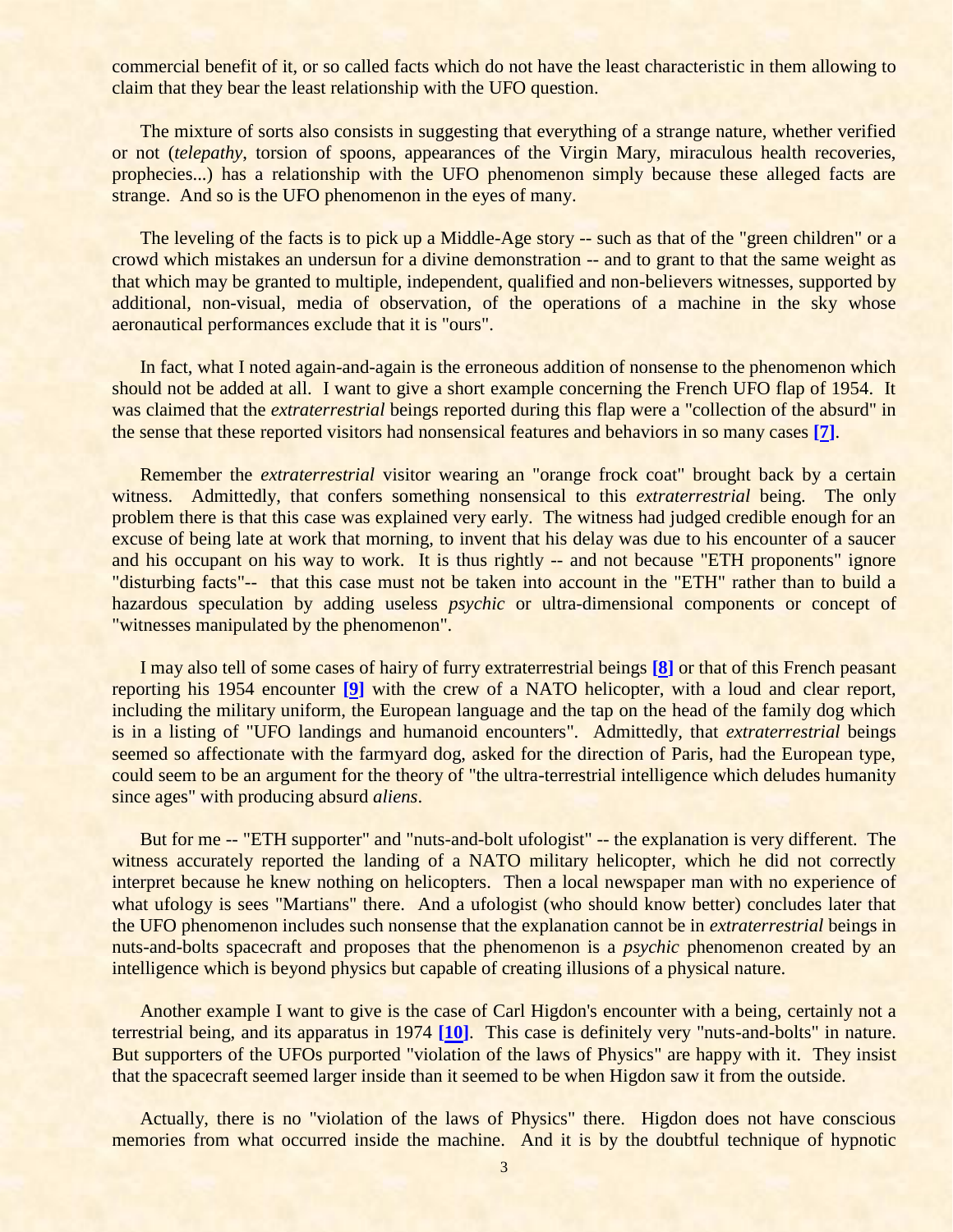commercial benefit of it, or so called facts which do not have the least characteristic in them allowing to claim that they bear the least relationship with the UFO question.

The mixture of sorts also consists in suggesting that everything of a strange nature, whether verified or not (*telepathy*, torsion of spoons, appearances of the Virgin Mary, miraculous health recoveries, prophecies...) has a relationship with the UFO phenomenon simply because these alleged facts are strange. And so is the UFO phenomenon in the eyes of many.

The leveling of the facts is to pick up a Middle-Age story -- such as that of the "green children" or a crowd which mistakes an undersun for a divine demonstration -- and to grant to that the same weight as that which may be granted to multiple, independent, qualified and non-believers witnesses, supported by additional, non-visual, media of observation, of the operations of a machine in the sky whose aeronautical performances exclude that it is "ours".

In fact, what I noted again-and-again is the erroneous addition of nonsense to the phenomenon which should not be added at all. I want to give a short example concerning the French UFO flap of 1954. It was claimed that the *extraterrestrial* beings reported during this flap were a "collection of the absurd" in the sense that these reported visitors had nonsensical features and behaviors in so many cases **[7]**.

Remember the *extraterrestrial* visitor wearing an "orange frock coat" brought back by a certain witness. Admittedly, that confers something nonsensical to this *extraterrestrial* being. The only problem there is that this case was explained very early. The witness had judged credible enough for an excuse of being late at work that morning, to invent that his delay was due to his encounter of a saucer and his occupant on his way to work. It is thus rightly -- and not because "ETH proponents" ignore "disturbing facts"-- that this case must not be taken into account in the "ETH" rather than to build a hazardous speculation by adding useless *psychic* or ultra-dimensional components or concept of "witnesses manipulated by the phenomenon".

I may also tell of some cases of hairy of furry extraterrestrial beings **[8]** or that of this French peasant reporting his 1954 encounter **[9]** with the crew of a NATO helicopter, with a loud and clear report, including the military uniform, the European language and the tap on the head of the family dog which is in a listing of "UFO landings and humanoid encounters". Admittedly, that *extraterrestrial* beings seemed so affectionate with the farmyard dog, asked for the direction of Paris, had the European type, could seem to be an argument for the theory of "the ultra-terrestrial intelligence which deludes humanity since ages" with producing absurd *aliens*.

But for me -- "ETH supporter" and "nuts-and-bolt ufologist" -- the explanation is very different. The witness accurately reported the landing of a NATO military helicopter, which he did not correctly interpret because he knew nothing on helicopters. Then a local newspaper man with no experience of what ufology is sees "Martians" there. And a ufologist (who should know better) concludes later that the UFO phenomenon includes such nonsense that the explanation cannot be in *extraterrestrial* beings in nuts-and-bolts spacecraft and proposes that the phenomenon is a *psychic* phenomenon created by an intelligence which is beyond physics but capable of creating illusions of a physical nature.

Another example I want to give is the case of Carl Higdon's encounter with a being, certainly not a terrestrial being, and its apparatus in 1974 **[10]**. This case is definitely very "nuts-and-bolts" in nature. But supporters of the UFOs purported "violation of the laws of Physics" are happy with it. They insist that the spacecraft seemed larger inside than it seemed to be when Higdon saw it from the outside.

Actually, there is no "violation of the laws of Physics" there. Higdon does not have conscious memories from what occurred inside the machine. And it is by the doubtful technique of hypnotic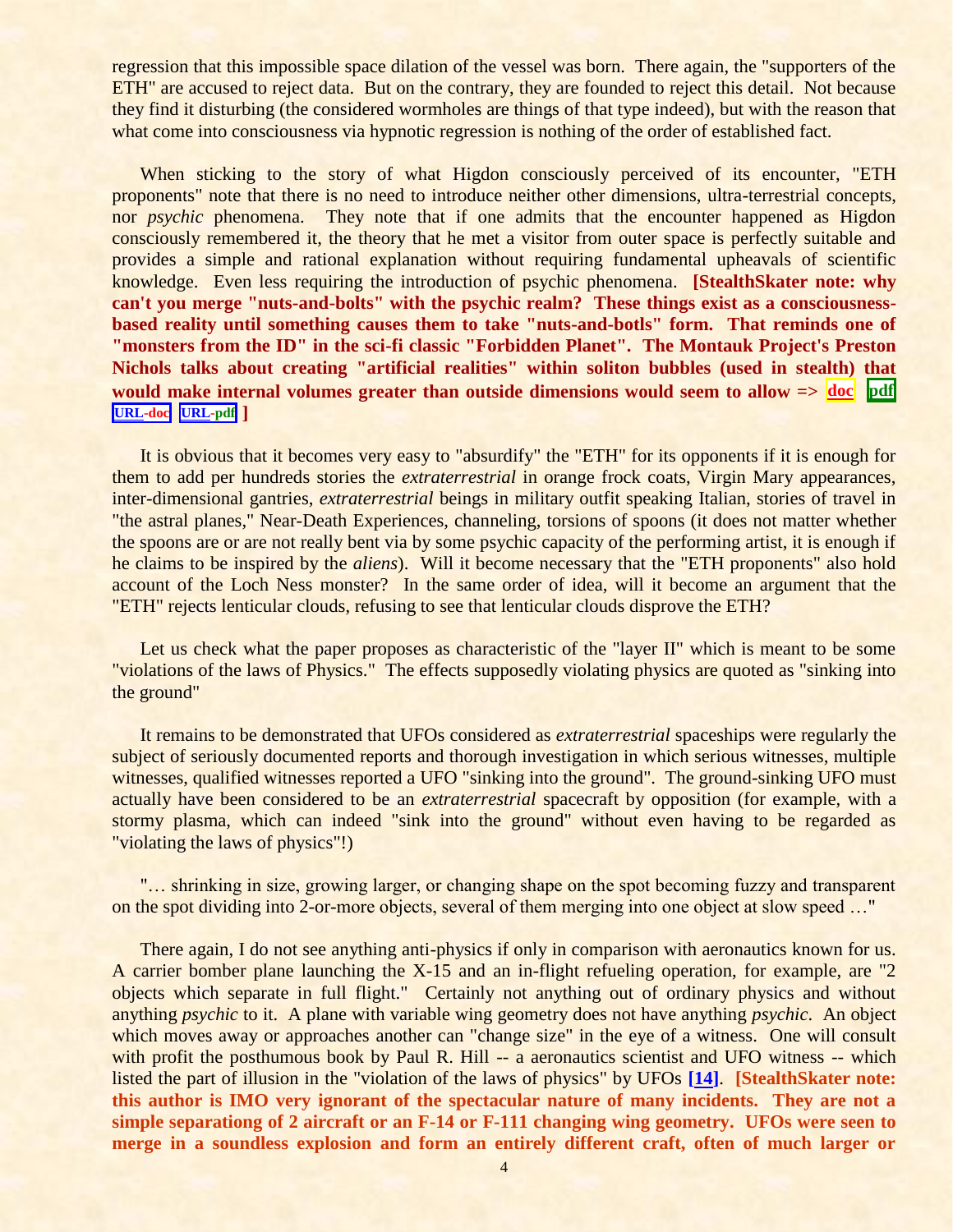regression that this impossible space dilation of the vessel was born. There again, the "supporters of the ETH" are accused to reject data. But on the contrary, they are founded to reject this detail. Not because they find it disturbing (the considered wormholes are things of that type indeed), but with the reason that what come into consciousness via hypnotic regression is nothing of the order of established fact.

When sticking to the story of what Higdon consciously perceived of its encounter, "ETH proponents" note that there is no need to introduce neither other dimensions, ultra-terrestrial concepts, nor *psychic* phenomena. They note that if one admits that the encounter happened as Higdon consciously remembered it, the theory that he met a visitor from outer space is perfectly suitable and provides a simple and rational explanation without requiring fundamental upheavals of scientific knowledge. Even less requiring the introduction of psychic phenomena. **[StealthSkater note: why can't you merge "nuts-and-bolts" with the psychic realm? These things exist as a consciousness-based reality until something causes them to take "nuts-and-botls" form. That reminds one of "monsters from the ID" in the sci-fi classic "Forbidden Planet". The Montauk Project's Preston Nichols talks about creating "artificial realities" within soliton bubbles (used in stealth) that would make internal volumes greater than outside dimensions would seem to allow => doc pdf URL-doc URL-pdf ]**

It is obvious that it becomes very easy to "absurdify" the "ETH" for its opponents if it is enough for them to add per hundreds stories the *extraterrestrial* in orange frock coats, Virgin Mary appearances, inter-dimensional gantries, *extraterrestrial* beings in military outfit speaking Italian, stories of travel in "the astral planes," Near-Death Experiences, channeling, torsions of spoons (it does not matter whether the spoons are or are not really bent via by some psychic capacity of the performing artist, it is enough if he claims to be inspired by the *aliens*). Will it become necessary that the "ETH proponents" also hold account of the Loch Ness monster? In the same order of idea, will it become an argument that the "ETH" rejects lenticular clouds, refusing to see that lenticular clouds disprove the ETH?

Let us check what the paper proposes as characteristic of the "layer II" which is meant to be some "violations of the laws of Physics." The effects supposedly violating physics are quoted as "sinking into the ground"

It remains to be demonstrated that UFOs considered as *extraterrestrial* spaceships were regularly the subject of seriously documented reports and thorough investigation in which serious witnesses, multiple witnesses, qualified witnesses reported a UFO "sinking into the ground". The ground-sinking UFO must actually have been considered to be an *extraterrestrial* spacecraft by opposition (for example, with a stormy plasma, which can indeed "sink into the ground" without even having to be regarded as "violating the laws of physics"!)

"… shrinking in size, growing larger, or changing shape on the spot becoming fuzzy and transparent on the spot dividing into 2-or-more objects, several of them merging into one object at slow speed …"

There again, I do not see anything anti-physics if only in comparison with aeronautics known for us. A carrier bomber plane launching the X-15 and an in-flight refueling operation, for example, are "2 objects which separate in full flight." Certainly not anything out of ordinary physics and without anything *psychic* to it. A plane with variable wing geometry does not have anything *psychic*. An object which moves away or approaches another can "change size" in the eye of a witness. One will consult with profit the posthumous book by Paul R. Hill -- a aeronautics scientist and UFO witness -- which listed the part of illusion in the "violation of the laws of physics" by UFOs [14]. **[StealthSkater note: this author is IMO very ignorant of the spectacular nature of many incidents. They are not a simple separationg of 2 aircraft or an F-14 or F-111 changing wing geometry. UFOs were seen to merge in a soundless explosion and form an entirely different craft, often of much larger or**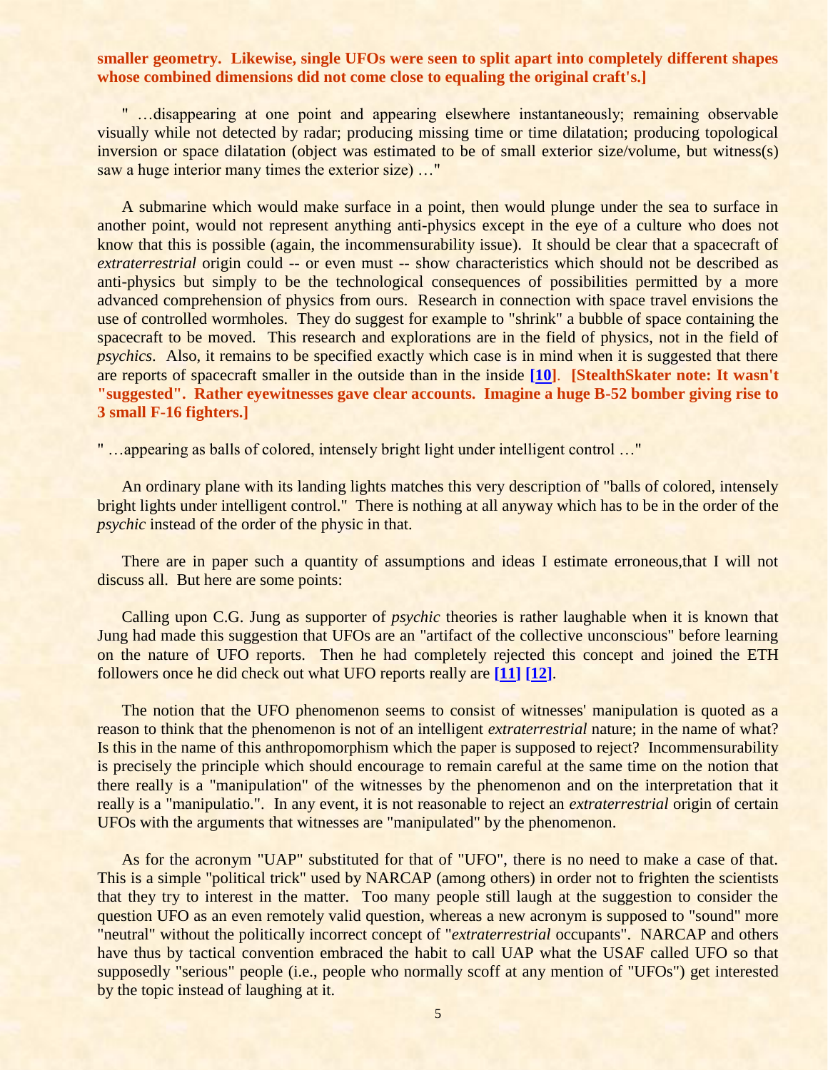**smaller geometry. Likewise, single UFOs were seen to split apart into completely different shapes whose combined dimensions did not come close to equaling the original craft's.]**

" …disappearing at one point and appearing elsewhere instantaneously; remaining observable visually while not detected by radar; producing missing time or time dilatation; producing topological inversion or space dilatation (object was estimated to be of small exterior size/volume, but witness(s) saw a huge interior many times the exterior size) …"

A submarine which would make surface in a point, then would plunge under the sea to surface in another point, would not represent anything anti-physics except in the eye of a culture who does not know that this is possible (again, the incommensurability issue). It should be clear that a spacecraft of *extraterrestrial* origin could -- or even must -- show characteristics which should not be described as anti-physics but simply to be the technological consequences of possibilities permitted by a more advanced comprehension of physics from ours. Research in connection with space travel envisions the use of controlled wormholes. They do suggest for example to "shrink" a bubble of space containing the spacecraft to be moved. This research and explorations are in the field of physics, not in the field of *psychics*. Also, it remains to be specified exactly which case is in mind when it is suggested that there are reports of spacecraft smaller in the outside than in the inside **[10]**. **[StealthSkater note: It wasn't "suggested". Rather eyewitnesses gave clear accounts. Imagine a huge B-52 bomber giving rise to 3 small F-16 fighters.]**

" …appearing as balls of colored, intensely bright light under intelligent control …"

An ordinary plane with its landing lights matches this very description of "balls of colored, intensely bright lights under intelligent control." There is nothing at all anyway which has to be in the order of the *psychic* instead of the order of the physic in that.

There are in paper such a quantity of assumptions and ideas I estimate erroneous,that I will not discuss all. But here are some points:

Calling upon C.G. Jung as supporter of *psychic* theories is rather laughable when it is known that Jung had made this suggestion that UFOs are an "artifact of the collective unconscious" before learning on the nature of UFO reports. Then he had completely rejected this concept and joined the ETH followers once he did check out what UFO reports really are **[11] [12]**.

The notion that the UFO phenomenon seems to consist of witnesses' manipulation is quoted as a reason to think that the phenomenon is not of an intelligent *extraterrestrial* nature; in the name of what? Is this in the name of this anthropomorphism which the paper is supposed to reject? Incommensurability is precisely the principle which should encourage to remain careful at the same time on the notion that there really is a "manipulation" of the witnesses by the phenomenon and on the interpretation that it really is a "manipulatio.". In any event, it is not reasonable to reject an *extraterrestrial* origin of certain UFOs with the arguments that witnesses are "manipulated" by the phenomenon.

As for the acronym "UAP" substituted for that of "UFO", there is no need to make a case of that. This is a simple "political trick" used by NARCAP (among others) in order not to frighten the scientists that they try to interest in the matter. Too many people still laugh at the suggestion to consider the question UFO as an even remotely valid question, whereas a new acronym is supposed to "sound" more "neutral" without the politically incorrect concept of "*extraterrestrial* occupants". NARCAP and others have thus by tactical convention embraced the habit to call UAP what the USAF called UFO so that supposedly "serious" people (i.e., people who normally scoff at any mention of "UFOs") get interested by the topic instead of laughing at it.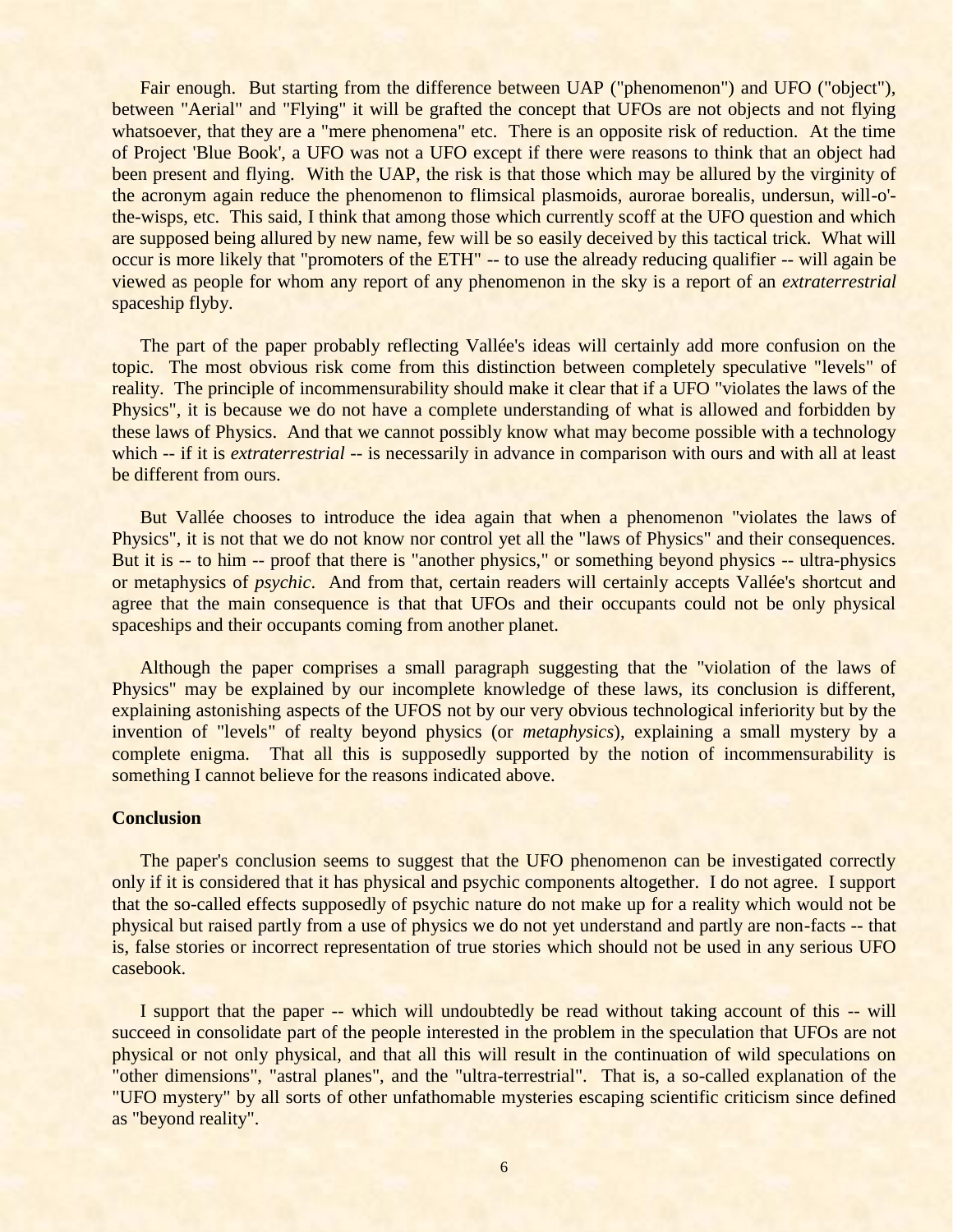Fair enough. But starting from the difference between UAP ("phenomenon") and UFO ("object"), between "Aerial" and "Flying" it will be grafted the concept that UFOs are not objects and not flying whatsoever, that they are a "mere phenomena" etc. There is an opposite risk of reduction. At the time of Project 'Blue Book', a UFO was not a UFO except if there were reasons to think that an object had been present and flying. With the UAP, the risk is that those which may be allured by the virginity of the acronym again reduce the phenomenon to flimsical plasmoids, aurorae borealis, undersun, will-o'-the-wisps, etc. This said, I think that among those which currently scoff at the UFO question and which are supposed being allured by new name, few will be so easily deceived by this tactical trick. What will occur is more likely that "promoters of the ETH" -- to use the already reducing qualifier -- will again be viewed as people for whom any report of any phenomenon in the sky is a report of an *extraterrestrial* spaceship flyby.

The part of the paper probably reflecting Vallée's ideas will certainly add more confusion on the topic. The most obvious risk come from this distinction between completely speculative "levels" of reality. The principle of incommensurability should make it clear that if a UFO "violates the laws of the Physics", it is because we do not have a complete understanding of what is allowed and forbidden by these laws of Physics. And that we cannot possibly know what may become possible with a technology which -- if it is *extraterrestrial* -- is necessarily in advance in comparison with ours and with all at least be different from ours.

But Vallée chooses to introduce the idea again that when a phenomenon "violates the laws of Physics", it is not that we do not know nor control yet all the "laws of Physics" and their consequences. But it is -- to him -- proof that there is "another physics," or something beyond physics -- ultra-physics or metaphysics of *psychic*. And from that, certain readers will certainly accepts Vallée's shortcut and agree that the main consequence is that that UFOs and their occupants could not be only physical spaceships and their occupants coming from another planet.

Although the paper comprises a small paragraph suggesting that the "violation of the laws of Physics" may be explained by our incomplete knowledge of these laws, its conclusion is different, explaining astonishing aspects of the UFOS not by our very obvious technological inferiority but by the invention of "levels" of realty beyond physics (or *metaphysics*), explaining a small mystery by a complete enigma. That all this is supposedly supported by the notion of incommensurability is something I cannot believe for the reasons indicated above.

**Conclusion**

The paper's conclusion seems to suggest that the UFO phenomenon can be investigated correctly only if it is considered that it has physical and psychic components altogether. I do not agree. I support that the so-called effects supposedly of psychic nature do not make up for a reality which would not be physical but raised partly from a use of physics we do not yet understand and partly are non-facts -- that is, false stories or incorrect representation of true stories which should not be used in any serious UFO casebook.

I support that the paper -- which will undoubtedly be read without taking account of this -- will succeed in consolidate part of the people interested in the problem in the speculation that UFOs are not physical or not only physical, and that all this will result in the continuation of wild speculations on "other dimensions", "astral planes", and the "ultra-terrestrial". That is, a so-called explanation of the "UFO mystery" by all sorts of other unfathomable mysteries escaping scientific criticism since defined as "beyond reality".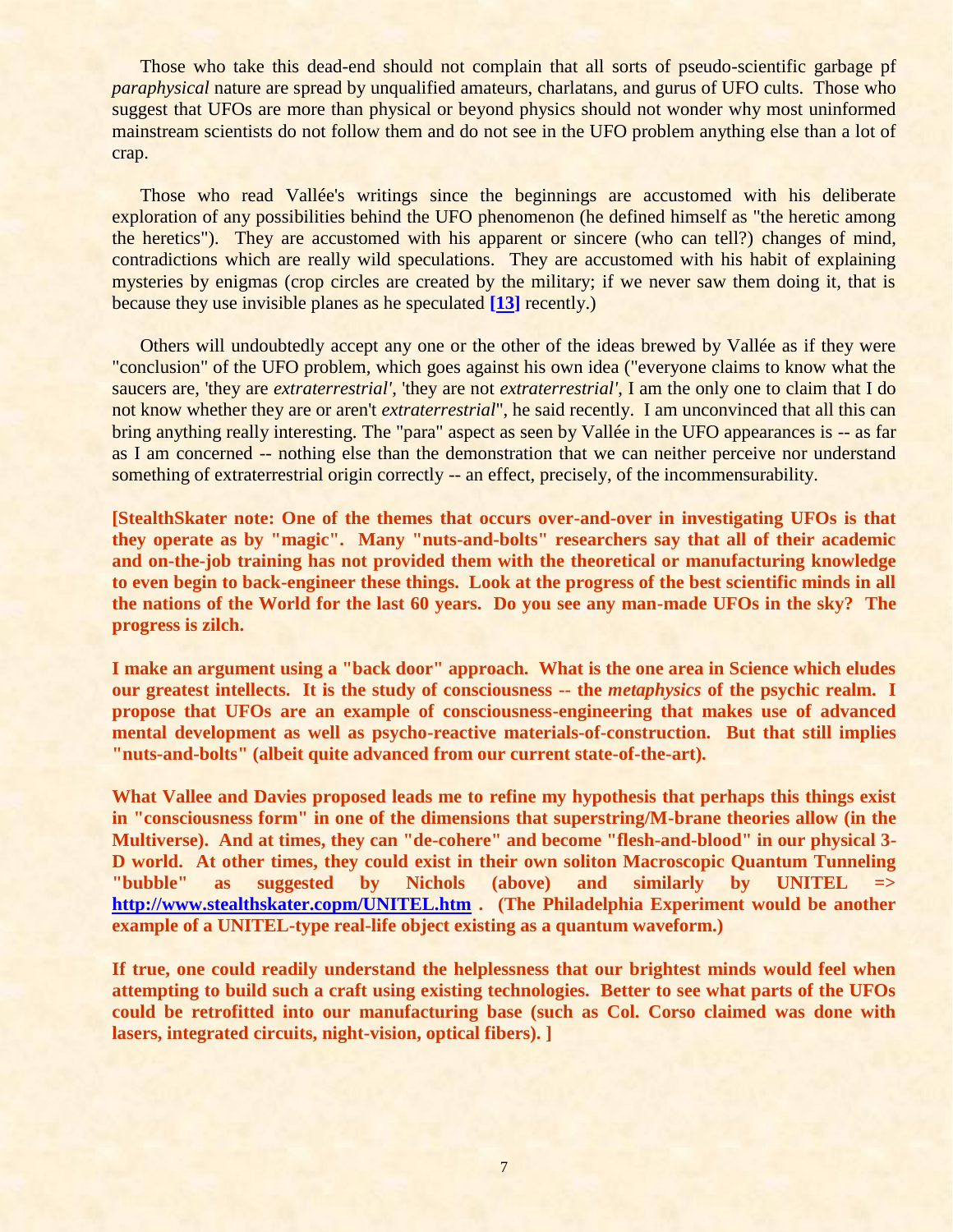Those who take this dead-end should not complain that all sorts of pseudo-scientific garbage pf *paraphysical* nature are spread by unqualified amateurs, charlatans, and gurus of UFO cults. Those who suggest that UFOs are more than physical or beyond physics should not wonder why most uninformed mainstream scientists do not follow them and do not see in the UFO problem anything else than a lot of crap.

Those who read Vallée's writings since the beginnings are accustomed with his deliberate exploration of any possibilities behind the UFO phenomenon (he defined himself as "the heretic among the heretics"). They are accustomed with his apparent or sincere (who can tell?) changes of mind, contradictions which are really wild speculations. They are accustomed with his habit of explaining mysteries by enigmas (crop circles are created by the military; if we never saw them doing it, that is because they use invisible planes as he speculated **[13]** recently.)

Others will undoubtedly accept any one or the other of the ideas brewed by Vallée as if they were "conclusion" of the UFO problem, which goes against his own idea ("everyone claims to know what the saucers are, 'they are *extraterrestrial'*, 'they are not *extraterrestrial'*, I am the only one to claim that I do not know whether they are or aren't *extraterrestrial*", he said recently. I am unconvinced that all this can bring anything really interesting. The "para" aspect as seen by Vallée in the UFO appearances is -- as far as I am concerned -- nothing else than the demonstration that we can neither perceive nor understand something of extraterrestrial origin correctly -- an effect, precisely, of the incommensurability.

**[StealthSkater note: One of the themes that occurs over-and-over in investigating UFOs is that they operate as by "magic". Many "nuts-and-bolts" researchers say that all of their academic and on-the-job training has not provided them with the theoretical or manufacturing knowledge to even begin to back-engineer these things. Look at the progress of the best scientific minds in all the nations of the World for the last 60 years. Do you see any man-made UFOs in the sky? The progress is zilch.**

**I make an argument using a "back door" approach. What is the one area in Science which eludes our greatest intellects. It is the study of consciousness -- the *metaphysics* of the psychic realm. I propose that UFOs are an example of consciousness-engineering that makes use of advanced mental development as well as psycho-reactive materials-of-construction. But that still implies "nuts-and-bolts" (albeit quite advanced from our current state-of-the-art).**

**What Vallee and Davies proposed leads me to refine my hypothesis that perhaps this things exist in "consciousness form" in one of the dimensions that superstring/M-brane theories allow (in the Multiverse). And at times, they can "de-cohere" and become "flesh-and-blood" in our physical 3-D world. At other times, they could exist in their own soliton Macroscopic Quantum Tunneling "bubble" as suggested by Nichols (above) and similarly by UNITEL => http://www.stealthskater.copm/UNITEL.htm . (The Philadelphia Experiment would be another example of a UNITEL-type real-life object existing as a quantum waveform.)**

**If true, one could readily understand the helplessness that our brightest minds would feel when attempting to build such a craft using existing technologies. Better to see what parts of the UFOs could be retrofitted into our manufacturing base (such as Col. Corso claimed was done with lasers, integrated circuits, night-vision, optical fibers). ]**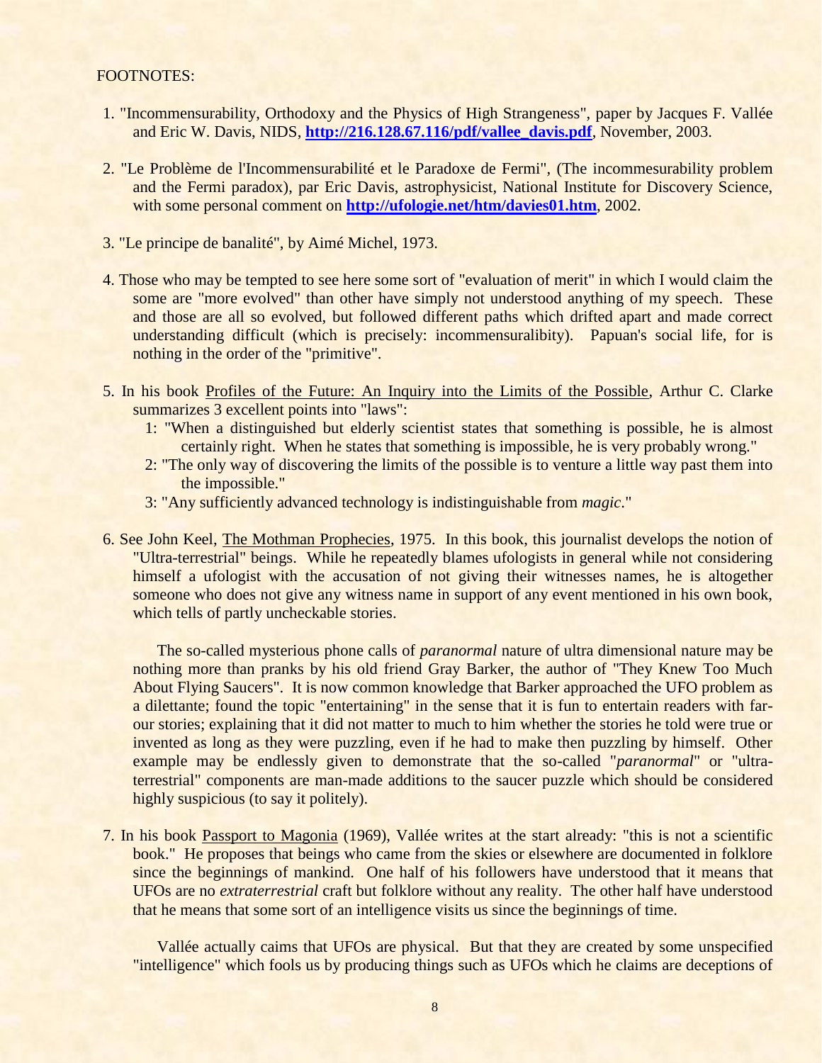FOOTNOTES:

1. "Incommensurability, Orthodoxy and the Physics of High Strangeness", paper by Jacques F. Vallée and Eric W. Davis, NIDS, **http://216.128.67.116/pdf/vallee_davis.pdf**, November, 2003.

2. "Le Problème de l'Incommensurabilité et le Paradoxe de Fermi", (The incommesurability problem and the Fermi paradox), par Eric Davis, astrophysicist, National Institute for Discovery Science, with some personal comment on **http://ufologie.net/htm/davies01.htm**, 2002.

3. "Le principe de banalité", by Aimé Michel, 1973.

4. Those who may be tempted to see here some sort of "evaluation of merit" in which I would claim the some are "more evolved" than other have simply not understood anything of my speech. These and those are all so evolved, but followed different paths which drifted apart and made correct understanding difficult (which is precisely: incommensuralibity). Papuan's social life, for is nothing in the order of the "primitive".

5. In his book Profiles of the Future: An Inquiry into the Limits of the Possible, Arthur C. Clarke summarizes 3 excellent points into "laws":
   1: "When a distinguished but elderly scientist states that something is possible, he is almost certainly right. When he states that something is impossible, he is very probably wrong."
   2: "The only way of discovering the limits of the possible is to venture a little way past them into the impossible."
   3: "Any sufficiently advanced technology is indistinguishable from *magic*."

6. See John Keel, The Mothman Prophecies, 1975. In this book, this journalist develops the notion of "Ultra-terrestrial" beings. While he repeatedly blames ufologists in general while not considering himself a ufologist with the accusation of not giving their witnesses names, he is altogether someone who does not give any witness name in support of any event mentioned in his own book, which tells of partly uncheckable stories.

   The so-called mysterious phone calls of *paranormal* nature of ultra dimensional nature may be nothing more than pranks by his old friend Gray Barker, the author of "They Knew Too Much About Flying Saucers". It is now common knowledge that Barker approached the UFO problem as a dilettante; found the topic "entertaining" in the sense that it is fun to entertain readers with far-our stories; explaining that it did not matter to much to him whether the stories he told were true or invented as long as they were puzzling, even if he had to make then puzzling by himself. Other example may be endlessly given to demonstrate that the so-called "*paranormal*" or "ultra-terrestrial" components are man-made additions to the saucer puzzle which should be considered highly suspicious (to say it politely).

7. In his book Passport to Magonia (1969), Vallée writes at the start already: "this is not a scientific book." He proposes that beings who came from the skies or elsewhere are documented in folklore since the beginnings of mankind. One half of his followers have understood that it means that UFOs are no *extraterrestrial* craft but folklore without any reality. The other half have understood that he means that some sort of an intelligence visits us since the beginnings of time.

   Vallée actually caims that UFOs are physical. But that they are created by some unspecified "intelligence" which fools us by producing things such as UFOs which he claims are deceptions of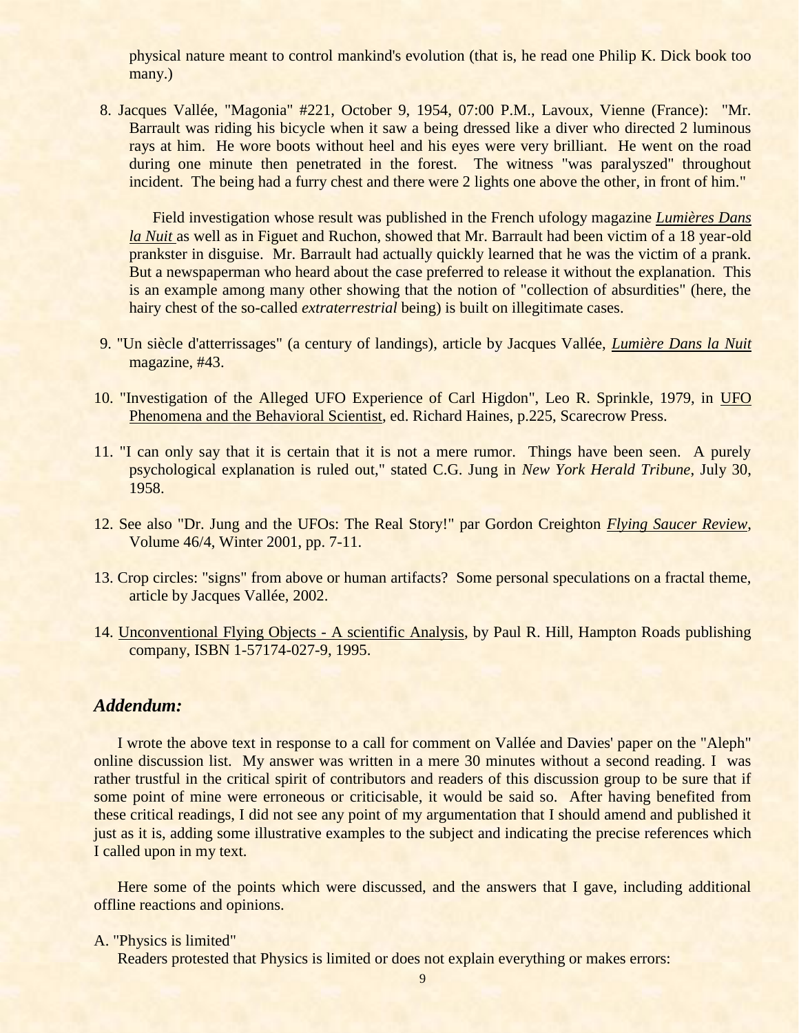physical nature meant to control mankind's evolution (that is, he read one Philip K. Dick book too many.)

8. Jacques Vallée, "Magonia" #221, October 9, 1954, 07:00 P.M., Lavoux, Vienne (France): "Mr. Barrault was riding his bicycle when it saw a being dressed like a diver who directed 2 luminous rays at him. He wore boots without heel and his eyes were very brilliant. He went on the road during one minute then penetrated in the forest. The witness "was paralyszed" throughout incident. The being had a furry chest and there were 2 lights one above the other, in front of him."

   Field investigation whose result was published in the French ufology magazine *Lumières Dans la Nuit* as well as in Figuet and Ruchon, showed that Mr. Barrault had been victim of a 18 year-old prankster in disguise. Mr. Barrault had actually quickly learned that he was the victim of a prank. But a newspaperman who heard about the case preferred to release it without the explanation. This is an example among many other showing that the notion of "collection of absurdities" (here, the hairy chest of the so-called *extraterrestrial* being) is built on illegitimate cases.

9. "Un siècle d'atterrissages" (a century of landings), article by Jacques Vallée, *Lumière Dans la Nuit* magazine, #43.

10. "Investigation of the Alleged UFO Experience of Carl Higdon", Leo R. Sprinkle, 1979, in UFO Phenomena and the Behavioral Scientist, ed. Richard Haines, p.225, Scarecrow Press.

11. "I can only say that it is certain that it is not a mere rumor. Things have been seen. A purely psychological explanation is ruled out," stated C.G. Jung in *New York Herald Tribune*, July 30, 1958.

12. See also "Dr. Jung and the UFOs: The Real Story!" par Gordon Creighton *Flying Saucer Review*, Volume 46/4, Winter 2001, pp. 7-11.

13. Crop circles: "signs" from above or human artifacts? Some personal speculations on a fractal theme, article by Jacques Vallée, 2002.

14. Unconventional Flying Objects - A scientific Analysis, by Paul R. Hill, Hampton Roads publishing company, ISBN 1-57174-027-9, 1995.

## *Addendum:*

I wrote the above text in response to a call for comment on Vallée and Davies' paper on the "Aleph" online discussion list. My answer was written in a mere 30 minutes without a second reading. I was rather trustful in the critical spirit of contributors and readers of this discussion group to be sure that if some point of mine were erroneous or criticisable, it would be said so. After having benefited from these critical readings, I did not see any point of my argumentation that I should amend and published it just as it is, adding some illustrative examples to the subject and indicating the precise references which I called upon in my text.

Here some of the points which were discussed, and the answers that I gave, including additional offline reactions and opinions.

A. "Physics is limited"

Readers protested that Physics is limited or does not explain everything or makes errors: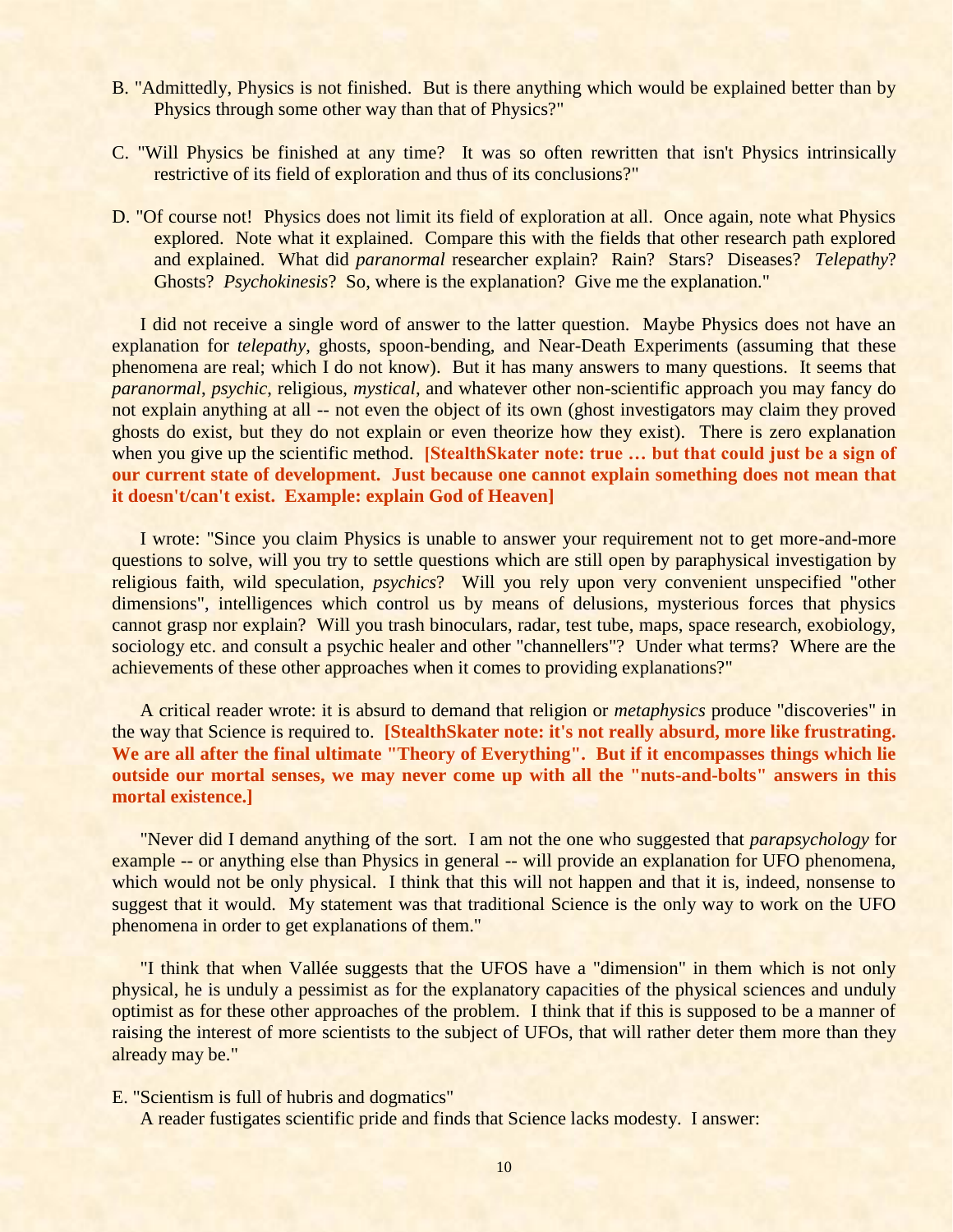B. "Admittedly, Physics is not finished. But is there anything which would be explained better than by Physics through some other way than that of Physics?"

C. "Will Physics be finished at any time? It was so often rewritten that isn't Physics intrinsically restrictive of its field of exploration and thus of its conclusions?"

D. "Of course not! Physics does not limit its field of exploration at all. Once again, note what Physics explored. Note what it explained. Compare this with the fields that other research path explored and explained. What did *paranormal* researcher explain? Rain? Stars? Diseases? *Telepathy*? Ghosts? *Psychokinesis*? So, where is the explanation? Give me the explanation."

I did not receive a single word of answer to the latter question. Maybe Physics does not have an explanation for *telepathy*, ghosts, spoon-bending, and Near-Death Experiments (assuming that these phenomena are real; which I do not know). But it has many answers to many questions. It seems that *paranormal*, *psychic*, religious, *mystical*, and whatever other non-scientific approach you may fancy do not explain anything at all -- not even the object of its own (ghost investigators may claim they proved ghosts do exist, but they do not explain or even theorize how they exist). There is zero explanation when you give up the scientific method. **[StealthSkater note: true … but that could just be a sign of our current state of development. Just because one cannot explain something does not mean that it doesn't/can't exist. Example: explain God of Heaven]**

I wrote: "Since you claim Physics is unable to answer your requirement not to get more-and-more questions to solve, will you try to settle questions which are still open by paraphysical investigation by religious faith, wild speculation, *psychics*? Will you rely upon very convenient unspecified "other dimensions", intelligences which control us by means of delusions, mysterious forces that physics cannot grasp nor explain? Will you trash binoculars, radar, test tube, maps, space research, exobiology, sociology etc. and consult a psychic healer and other "channellers"? Under what terms? Where are the achievements of these other approaches when it comes to providing explanations?"

A critical reader wrote: it is absurd to demand that religion or *metaphysics* produce "discoveries" in the way that Science is required to. **[StealthSkater note: it's not really absurd, more like frustrating. We are all after the final ultimate "Theory of Everything". But if it encompasses things which lie outside our mortal senses, we may never come up with all the "nuts-and-bolts" answers in this mortal existence.]**

"Never did I demand anything of the sort. I am not the one who suggested that *parapsychology* for example -- or anything else than Physics in general -- will provide an explanation for UFO phenomena, which would not be only physical. I think that this will not happen and that it is, indeed, nonsense to suggest that it would. My statement was that traditional Science is the only way to work on the UFO phenomena in order to get explanations of them."

"I think that when Vallée suggests that the UFOS have a "dimension" in them which is not only physical, he is unduly a pessimist as for the explanatory capacities of the physical sciences and unduly optimist as for these other approaches of the problem. I think that if this is supposed to be a manner of raising the interest of more scientists to the subject of UFOs, that will rather deter them more than they already may be."

E. "Scientism is full of hubris and dogmatics"

A reader fustigates scientific pride and finds that Science lacks modesty. I answer: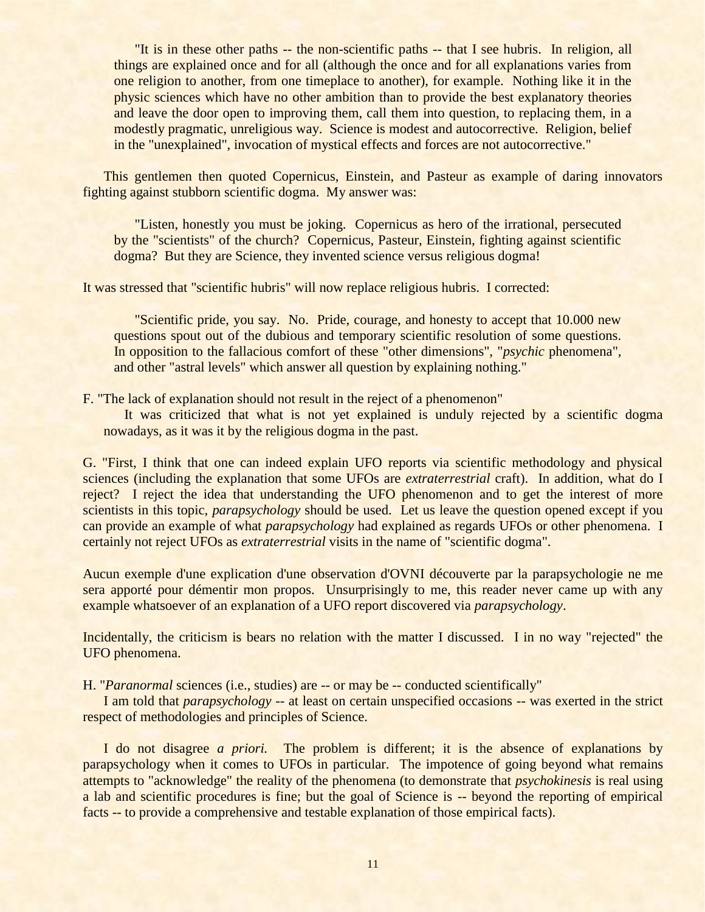> "It is in these other paths -- the non-scientific paths -- that I see hubris. In religion, all things are explained once and for all (although the once and for all explanations varies from one religion to another, from one timeplace to another), for example. Nothing like it in the physic sciences which have no other ambition than to provide the best explanatory theories and leave the door open to improving them, call them into question, to replacing them, in a modestly pragmatic, unreligious way. Science is modest and autocorrective. Religion, belief in the "unexplained", invocation of mystical effects and forces are not autocorrective."

This gentlemen then quoted Copernicus, Einstein, and Pasteur as example of daring innovators fighting against stubborn scientific dogma. My answer was:

> "Listen, honestly you must be joking. Copernicus as hero of the irrational, persecuted by the "scientists" of the church? Copernicus, Pasteur, Einstein, fighting against scientific dogma? But they are Science, they invented science versus religious dogma!

It was stressed that "scientific hubris" will now replace religious hubris. I corrected:

> "Scientific pride, you say. No. Pride, courage, and honesty to accept that 10.000 new questions spout out of the dubious and temporary scientific resolution of some questions. In opposition to the fallacious comfort of these "other dimensions", "*psychic* phenomena", and other "astral levels" which answer all question by explaining nothing."

F. "The lack of explanation should not result in the reject of a phenomenon"

It was criticized that what is not yet explained is unduly rejected by a scientific dogma nowadays, as it was it by the religious dogma in the past.

G. "First, I think that one can indeed explain UFO reports via scientific methodology and physical sciences (including the explanation that some UFOs are *extraterrestrial* craft). In addition, what do I reject? I reject the idea that understanding the UFO phenomenon and to get the interest of more scientists in this topic, *parapsychology* should be used. Let us leave the question opened except if you can provide an example of what *parapsychology* had explained as regards UFOs or other phenomena. I certainly not reject UFOs as *extraterrestrial* visits in the name of "scientific dogma".

Aucun exemple d'une explication d'une observation d'OVNI découverte par la parapsychologie ne me sera apporté pour démentir mon propos. Unsurprisingly to me, this reader never came up with any example whatsoever of an explanation of a UFO report discovered via *parapsychology*.

Incidentally, the criticism is bears no relation with the matter I discussed. I in no way "rejected" the UFO phenomena.

H. "*Paranormal* sciences (i.e., studies) are -- or may be -- conducted scientifically"

I am told that *parapsychology* -- at least on certain unspecified occasions -- was exerted in the strict respect of methodologies and principles of Science.

I do not disagree *a priori.* The problem is different; it is the absence of explanations by parapsychology when it comes to UFOs in particular. The impotence of going beyond what remains attempts to "acknowledge" the reality of the phenomena (to demonstrate that *psychokinesis* is real using a lab and scientific procedures is fine; but the goal of Science is -- beyond the reporting of empirical facts -- to provide a comprehensive and testable explanation of those empirical facts).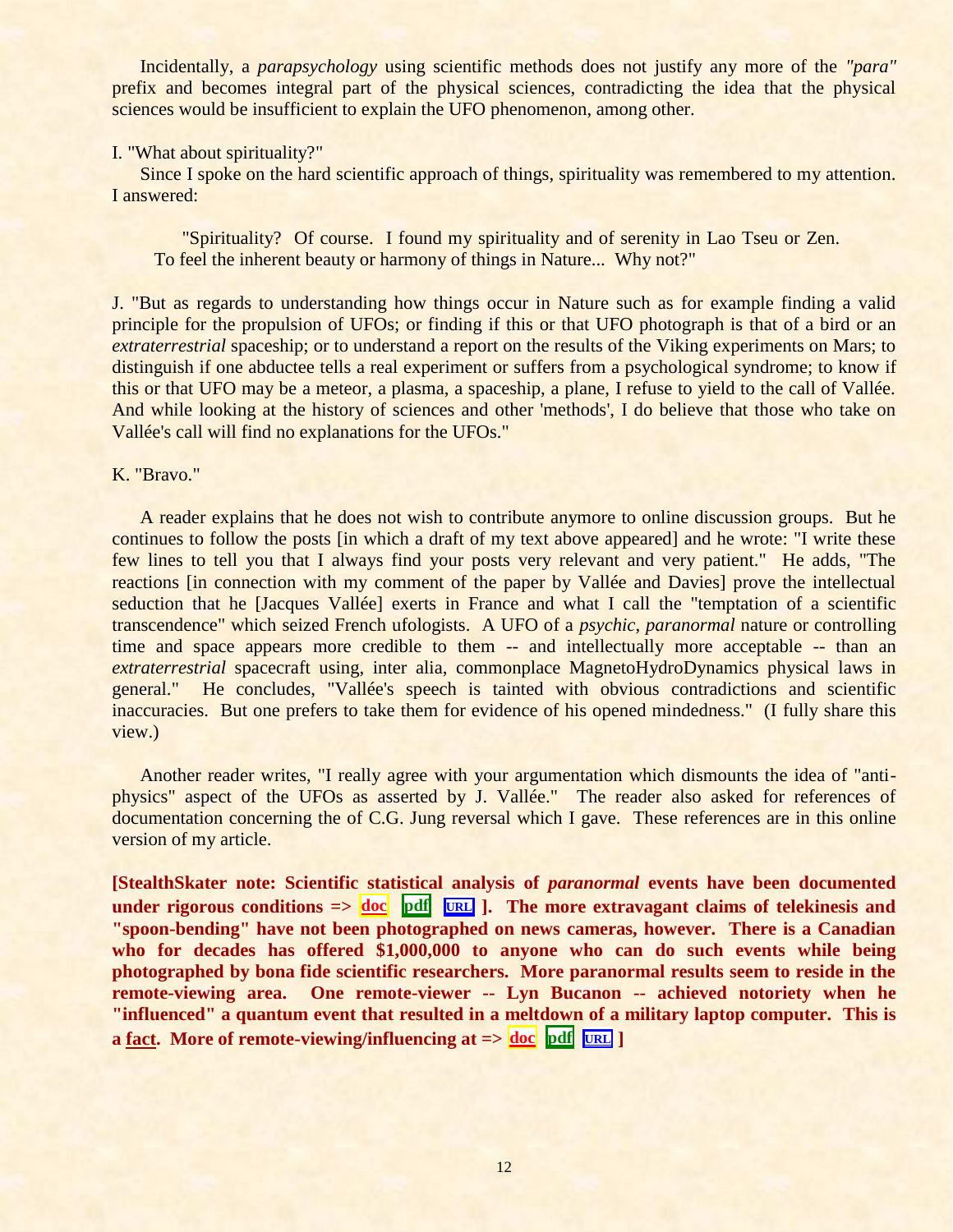Incidentally, a *parapsychology* using scientific methods does not justify any more of the *"para"* prefix and becomes integral part of the physical sciences, contradicting the idea that the physical sciences would be insufficient to explain the UFO phenomenon, among other.

I. "What about spirituality?"

Since I spoke on the hard scientific approach of things, spirituality was remembered to my attention. I answered:

> "Spirituality? Of course. I found my spirituality and of serenity in Lao Tseu or Zen. To feel the inherent beauty or harmony of things in Nature... Why not?"

J. "But as regards to understanding how things occur in Nature such as for example finding a valid principle for the propulsion of UFOs; or finding if this or that UFO photograph is that of a bird or an *extraterrestrial* spaceship; or to understand a report on the results of the Viking experiments on Mars; to distinguish if one abductee tells a real experiment or suffers from a psychological syndrome; to know if this or that UFO may be a meteor, a plasma, a spaceship, a plane, I refuse to yield to the call of Vallée. And while looking at the history of sciences and other 'methods', I do believe that those who take on Vallée's call will find no explanations for the UFOs."

K. "Bravo."

A reader explains that he does not wish to contribute anymore to online discussion groups. But he continues to follow the posts [in which a draft of my text above appeared] and he wrote: "I write these few lines to tell you that I always find your posts very relevant and very patient." He adds, "The reactions [in connection with my comment of the paper by Vallée and Davies] prove the intellectual seduction that he [Jacques Vallée] exerts in France and what I call the "temptation of a scientific transcendence" which seized French ufologists. A UFO of a *psychic, paranormal* nature or controlling time and space appears more credible to them -- and intellectually more acceptable -- than an *extraterrestrial* spacecraft using, inter alia, commonplace MagnetoHydroDynamics physical laws in general." He concludes, "Vallée's speech is tainted with obvious contradictions and scientific inaccuracies. But one prefers to take them for evidence of his opened mindedness." (I fully share this view.)

Another reader writes, "I really agree with your argumentation which dismounts the idea of "anti-physics" aspect of the UFOs as asserted by J. Vallée." The reader also asked for references of documentation concerning the of C.G. Jung reversal which I gave. These references are in this online version of my article.

**[StealthSkater note: Scientific statistical analysis of *paranormal* events have been documented under rigorous conditions => doc pdf URL ]. The more extravagant claims of telekinesis and "spoon-bending" have not been photographed on news cameras, however. There is a Canadian who for decades has offered $1,000,000 to anyone who can do such events while being photographed by bona fide scientific researchers. More paranormal results seem to reside in the remote-viewing area. One remote-viewer -- Lyn Bucanon -- achieved notoriety when he "influenced" a quantum event that resulted in a meltdown of a military laptop computer. This is a fact. More of remote-viewing/influencing at => doc pdf URL ]**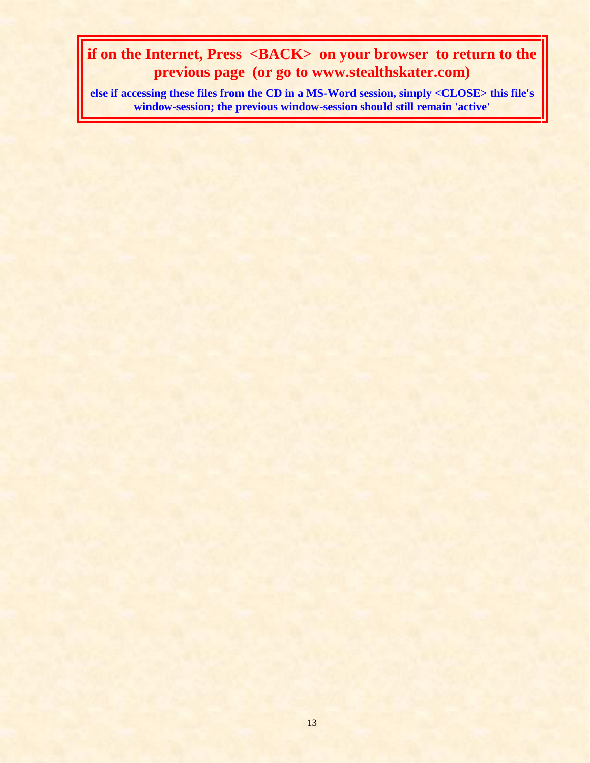**if on the Internet, Press <BACK> on your browser to return to the previous page (or go to www.stealthskater.com)**

**else if accessing these files from the CD in a MS-Word session, simply <CLOSE> this file's window-session; the previous window-session should still remain 'active'**